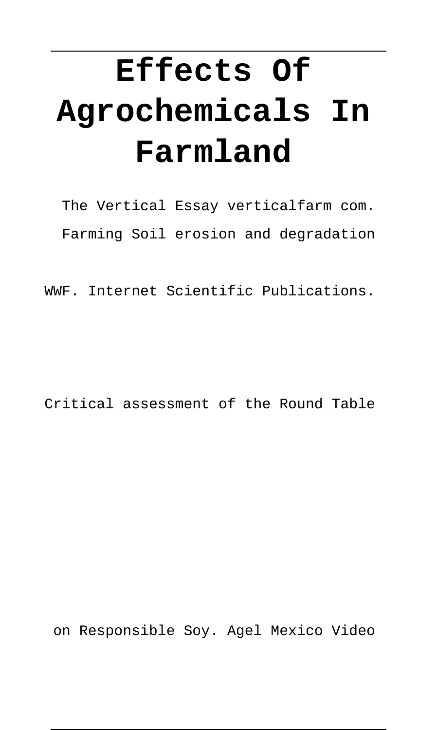# Effects Of Agrochemicals In Farmland

The Vertical Essay verticalfarm com. Farming Soil erosion and degradation WWF. Internet Scientific Publications. Critical assessment of the Round Table on Responsible Soy. Agel Mexico Video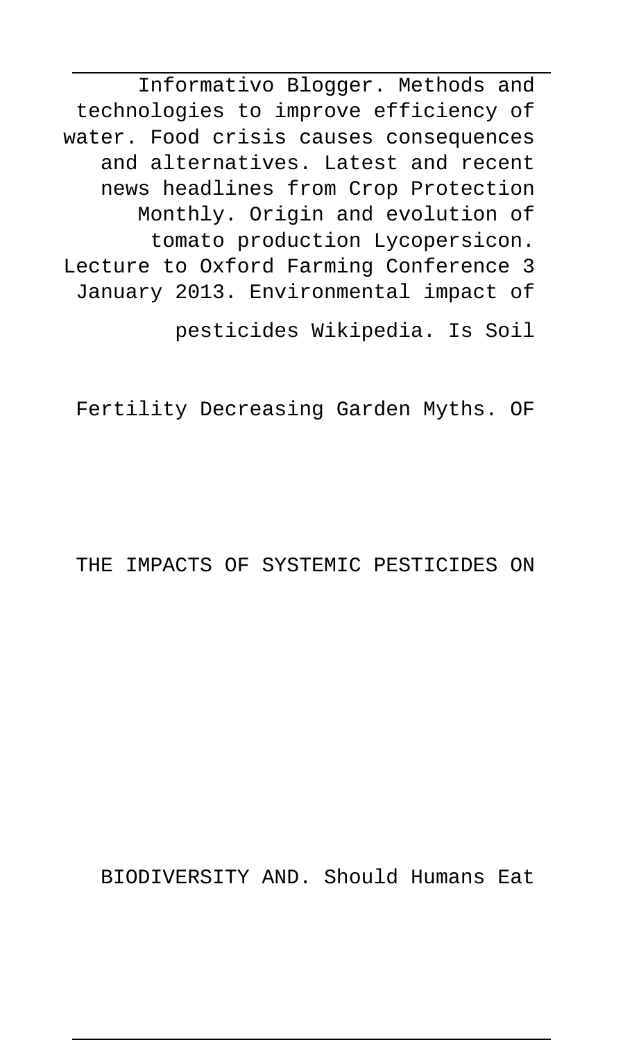Informativo Blogger. Methods and technologies to improve efficiency of water. Food crisis causes consequences and alternatives. Latest and recent news headlines from Crop Protection Monthly. Origin and evolution of tomato production Lycopersicon. Lecture to Oxford Farming Conference 3 January 2013. Environmental impact of pesticides Wikipedia. Is Soil Fertility Decreasing Garden Myths. OF THE IMPACTS OF SYSTEMIC PESTICIDES ON BIODIVERSITY AND. Should Humans Eat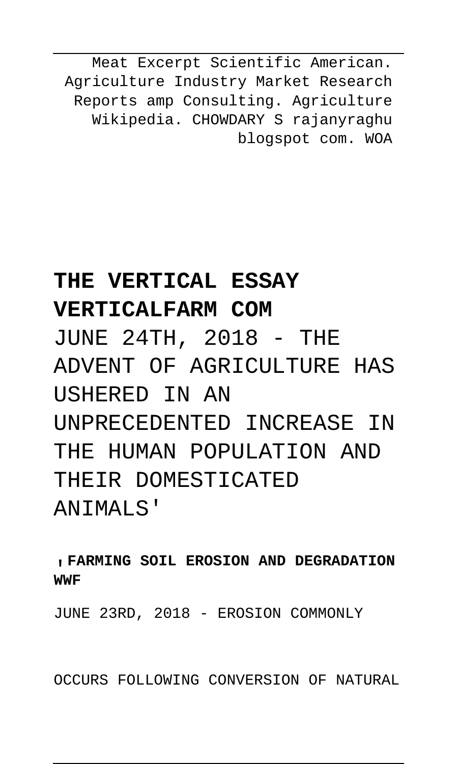Meat Excerpt Scientific American. Agriculture Industry Market Research Reports amp Consulting. Agriculture Wikipedia. CHOWDARY S rajanyraghu blogspot com. WOA

## THE VERTICAL ESSAY VERTICALFARM COM

JUNE 24TH, 2018 - THE ADVENT OF AGRICULTURE HAS USHERED IN AN UNPRECEDENTED INCREASE IN THE HUMAN POPULATION AND THEIR DOMESTICATED ANIMALS'

'**FARMING SOIL EROSION AND DEGRADATION WWF**

JUNE 23RD, 2018 - EROSION COMMONLY OCCURS FOLLOWING CONVERSION OF NATURAL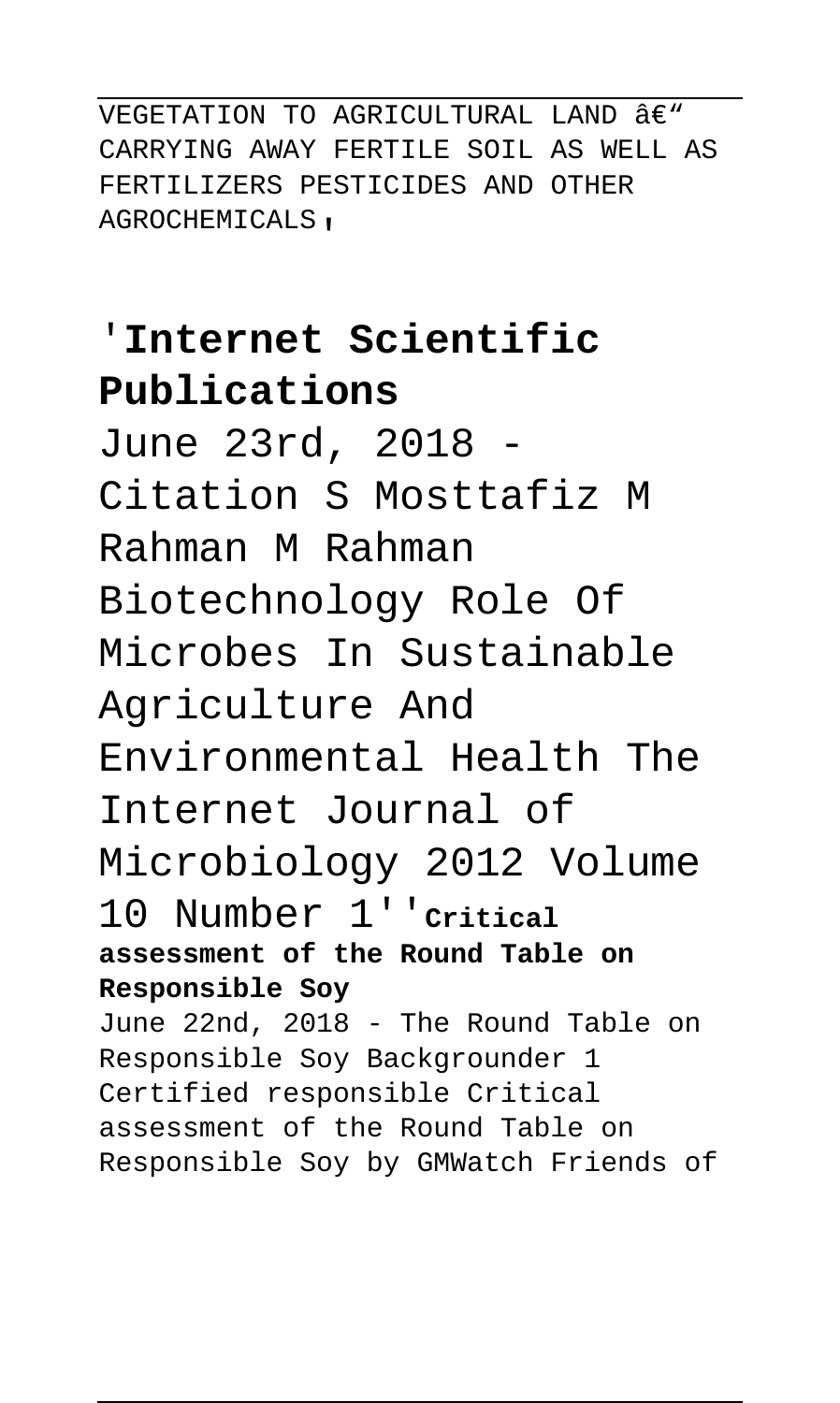VEGETATION TO AGRICULTURAL LAND â€" CARRYING AWAY FERTILE SOIL AS WELL AS FERTILIZERS PESTICIDES AND OTHER AGROCHEMICALS,

## 'Internet Scientific Publications

June 23rd, 2018 - Citation S Mosttafiz M Rahman M Rahman Biotechnology Role Of Microbes In Sustainable Agriculture And Environmental Health The Internet Journal of Microbiology 2012 Volume 10 Number 1''**Critical assessment of the Round Table on Responsible Soy**

June 22nd, 2018 - The Round Table on Responsible Soy Backgrounder 1 Certified responsible Critical assessment of the Round Table on Responsible Soy by GMWatch Friends of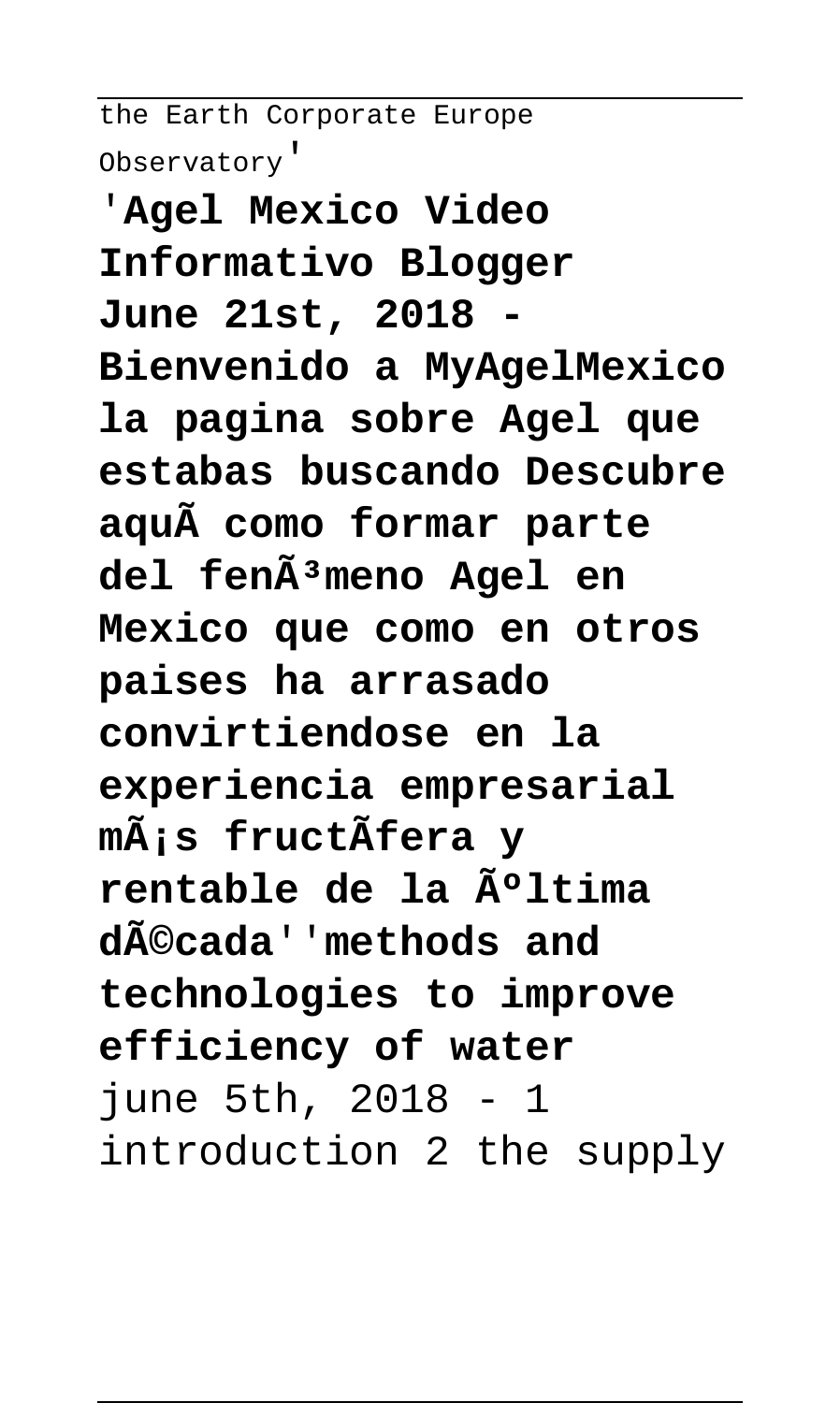the Earth Corporate Europe Observatory'

'**Agel Mexico Video Informativo Blogger June 21st, 2018 - Bienvenido a MyAgelMexico la pagina sobre Agel que estabas buscando Descubre aquÃ como formar parte del fenÃ³meno Agel en Mexico que como en otros paises ha arrasado convirtiendose en la experiencia empresarial mÃ¡s fructÃfera y rentable de la Ãºltima dÃ©cada**''**methods and technologies to improve efficiency of water**

june 5th, 2018 - 1 introduction 2 the supply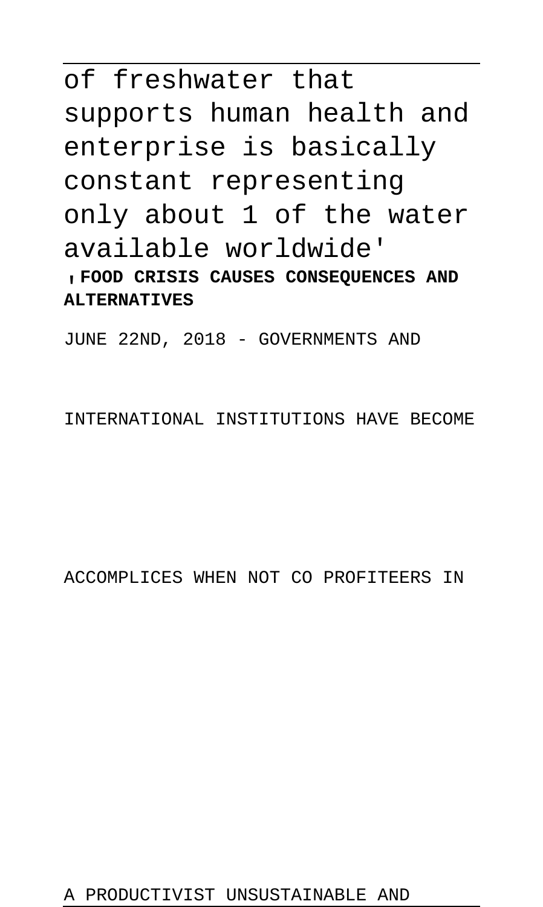of freshwater that supports human health and enterprise is basically constant representing only about 1 of the water available worldwide'

'**FOOD CRISIS CAUSES CONSEQUENCES AND ALTERNATIVES**

JUNE 22ND, 2018 - GOVERNMENTS AND INTERNATIONAL INSTITUTIONS HAVE BECOME ACCOMPLICES WHEN NOT CO PROFITEERS IN A PRODUCTIVIST UNSUSTAINABLE AND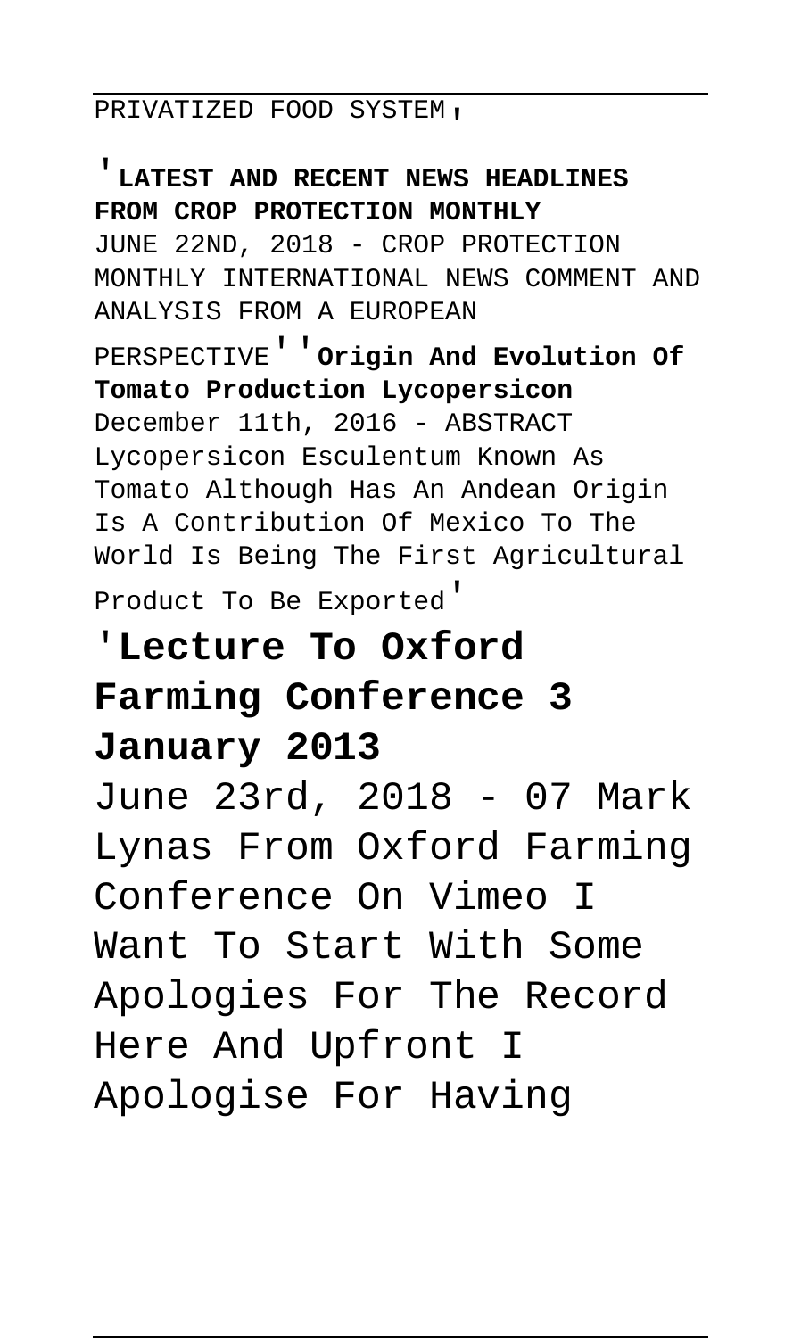PRIVATIZED FOOD SYSTEM'

'**LATEST AND RECENT NEWS HEADLINES FROM CROP PROTECTION MONTHLY**
JUNE 22ND, 2018 - CROP PROTECTION MONTHLY INTERNATIONAL NEWS COMMENT AND ANALYSIS FROM A EUROPEAN PERSPECTIVE''**Origin And Evolution Of Tomato Production Lycopersicon**
December 11th, 2016 - ABSTRACT Lycopersicon Esculentum Known As Tomato Although Has An Andean Origin Is A Contribution Of Mexico To The World Is Being The First Agricultural Product To Be Exported'

## 'Lecture To Oxford Farming Conference 3 January 2013

June 23rd, 2018 - 07 Mark Lynas From Oxford Farming Conference On Vimeo I Want To Start With Some Apologies For The Record Here And Upfront I Apologise For Having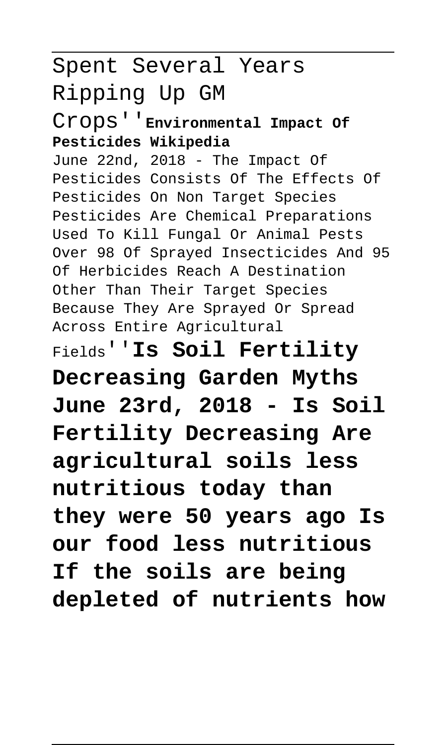Spent Several Years Ripping Up GM Crops''**Environmental Impact Of Pesticides Wikipedia**

June 22nd, 2018 - The Impact Of Pesticides Consists Of The Effects Of Pesticides On Non Target Species Pesticides Are Chemical Preparations Used To Kill Fungal Or Animal Pests Over 98 Of Sprayed Insecticides And 95 Of Herbicides Reach A Destination Other Than Their Target Species Because They Are Sprayed Or Spread Across Entire Agricultural Fields''**Is Soil Fertility Decreasing Garden Myths**

**June 23rd, 2018 - Is Soil Fertility Decreasing Are agricultural soils less nutritious today than they were 50 years ago Is our food less nutritious If the soils are being depleted of nutrients how**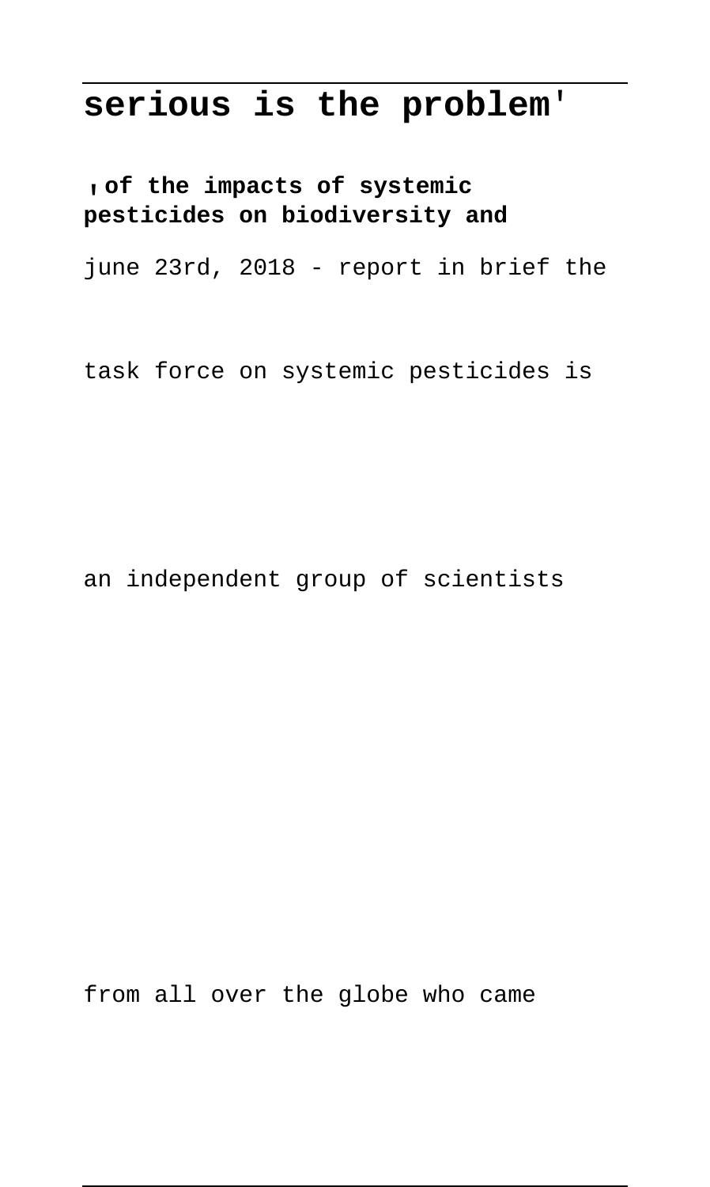**serious is the problem'**

'**of the impacts of systemic pesticides on biodiversity and**

june 23rd, 2018 - report in brief the

task force on systemic pesticides is

an independent group of scientists

from all over the globe who came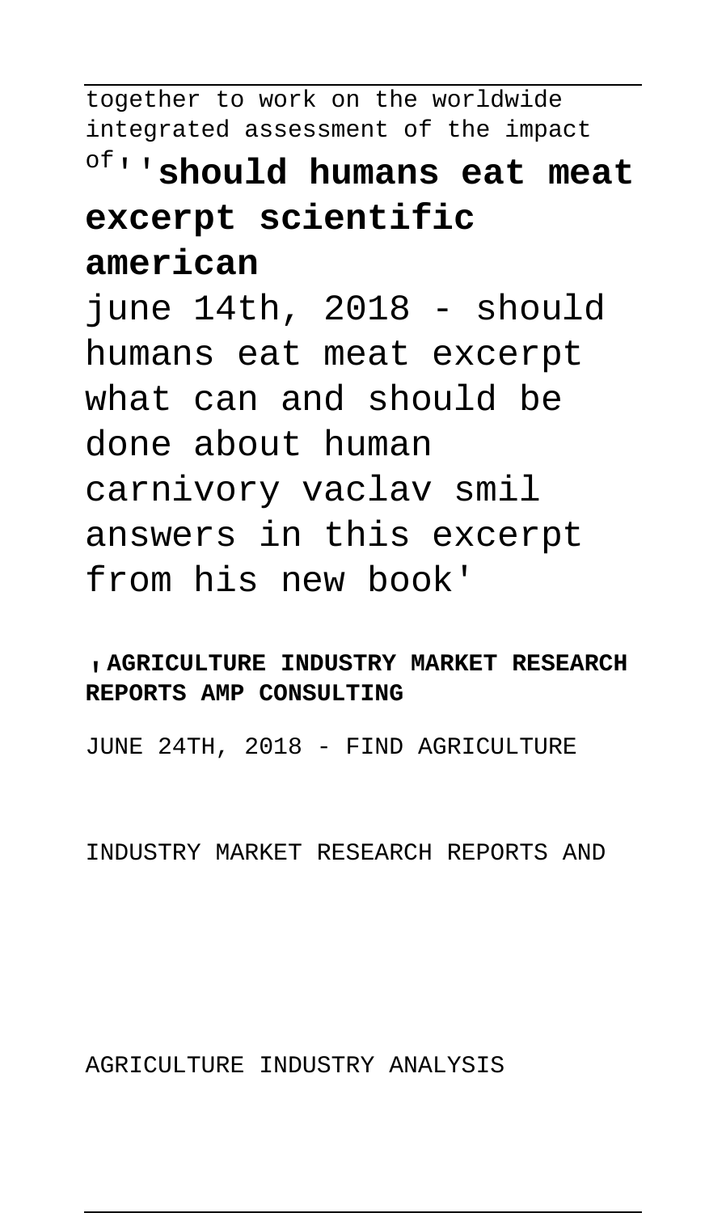together to work on the worldwide integrated assessment of the impact of''

**'should humans eat meat excerpt scientific american**

june 14th, 2018 - should humans eat meat excerpt what can and should be done about human carnivory vaclav smil answers in this excerpt from his new book'

**'AGRICULTURE INDUSTRY MARKET RESEARCH REPORTS AMP CONSULTING**

JUNE 24TH, 2018 - FIND AGRICULTURE INDUSTRY MARKET RESEARCH REPORTS AND AGRICULTURE INDUSTRY ANALYSIS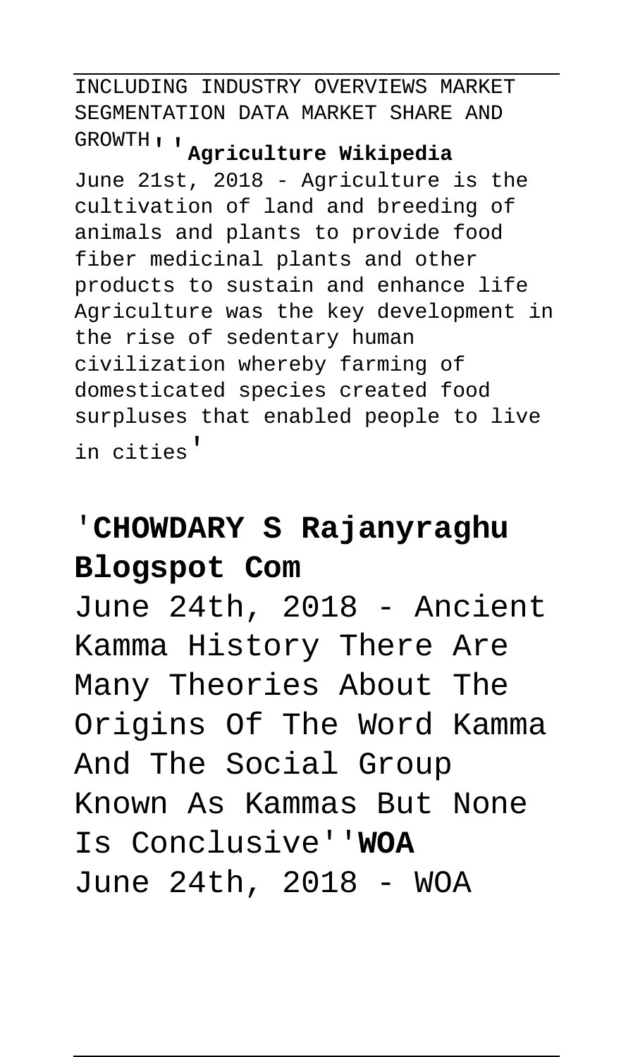INCLUDING INDUSTRY OVERVIEWS MARKET SEGMENTATION DATA MARKET SHARE AND GROWTH''**Agriculture Wikipedia**

June 21st, 2018 - Agriculture is the cultivation of land and breeding of animals and plants to provide food fiber medicinal plants and other products to sustain and enhance life Agriculture was the key development in the rise of sedentary human civilization whereby farming of domesticated species created food surpluses that enabled people to live in cities'

## '**CHOWDARY S Rajanyraghu Blogspot Com**

June 24th, 2018 - Ancient Kamma History There Are Many Theories About The Origins Of The Word Kamma And The Social Group Known As Kammas But None Is Conclusive''**WOA**

June 24th, 2018 - WOA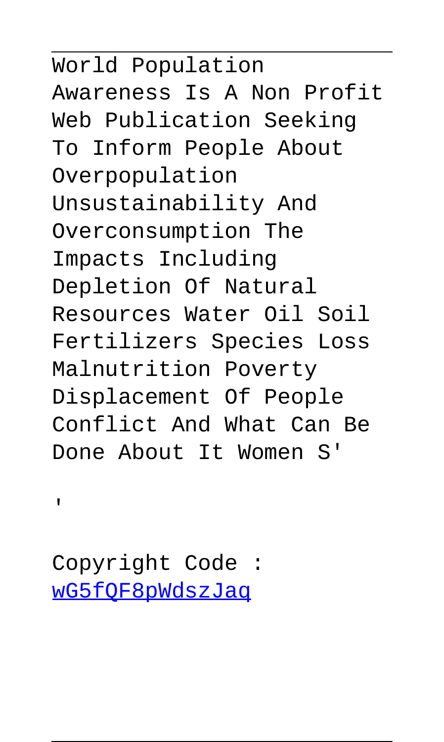World Population Awareness Is A Non Profit Web Publication Seeking To Inform People About Overpopulation Unsustainability And Overconsumption The Impacts Including Depletion Of Natural Resources Water Oil Soil Fertilizers Species Loss Malnutrition Poverty Displacement Of People Conflict And What Can Be Done About It Women S'

'

Copyright Code : wG5fQF8pWdszJaq